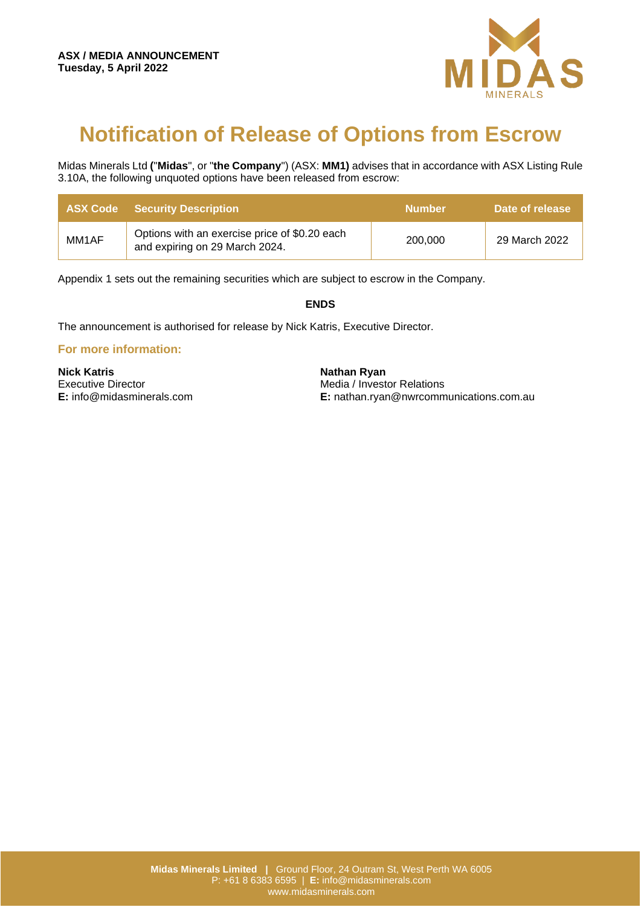**ASX / MEDIA ANNOUNCEMENT**
**Tuesday, 5 April 2022**

# Notification of Release of Options from Escrow

Midas Minerals Ltd **(**"**Midas**", or "**the Company**") (ASX: **MM1)** advises that in accordance with ASX Listing Rule 3.10A, the following unquoted options have been released from escrow:

| ASX Code | Security Description | Number | Date of release |
|---|---|---|---|
| MM1AF | Options with an exercise price of $0.20 each and expiring on 29 March 2024. | 200,000 | 29 March 2022 |

Appendix 1 sets out the remaining securities which are subject to escrow in the Company.

**ENDS**

The announcement is authorised for release by Nick Katris, Executive Director.

### For more information:

**Nick Katris**
Executive Director
**E:** info@midasminerals.com

**Nathan Ryan**
Media / Investor Relations
**E:** nathan.ryan@nwrcommunications.com.au

**Midas Minerals Limited |** Ground Floor, 24 Outram St, West Perth WA 6005
P: +61 8 6383 6595 | **E:** info@midasminerals.com
www.midasminerals.com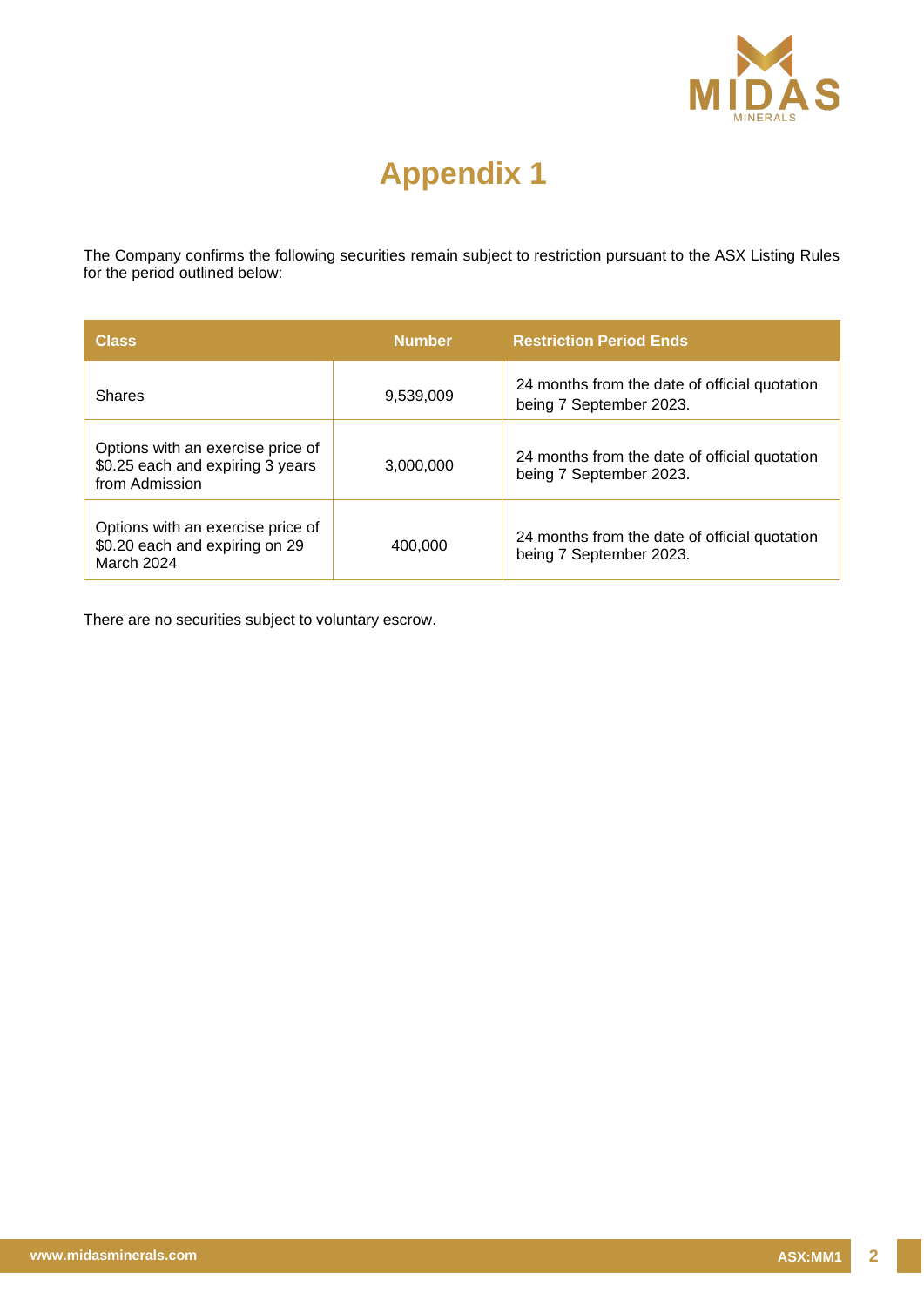# Appendix 1

The Company confirms the following securities remain subject to restriction pursuant to the ASX Listing Rules for the period outlined below:

| Class | Number | Restriction Period Ends |
|---|---|---|
| Shares | 9,539,009 | 24 months from the date of official quotation being 7 September 2023. |
| Options with an exercise price of $0.25 each and expiring 3 years from Admission | 3,000,000 | 24 months from the date of official quotation being 7 September 2023. |
| Options with an exercise price of $0.20 each and expiring on 29 March 2024 | 400,000 | 24 months from the date of official quotation being 7 September 2023. |

There are no securities subject to voluntary escrow.